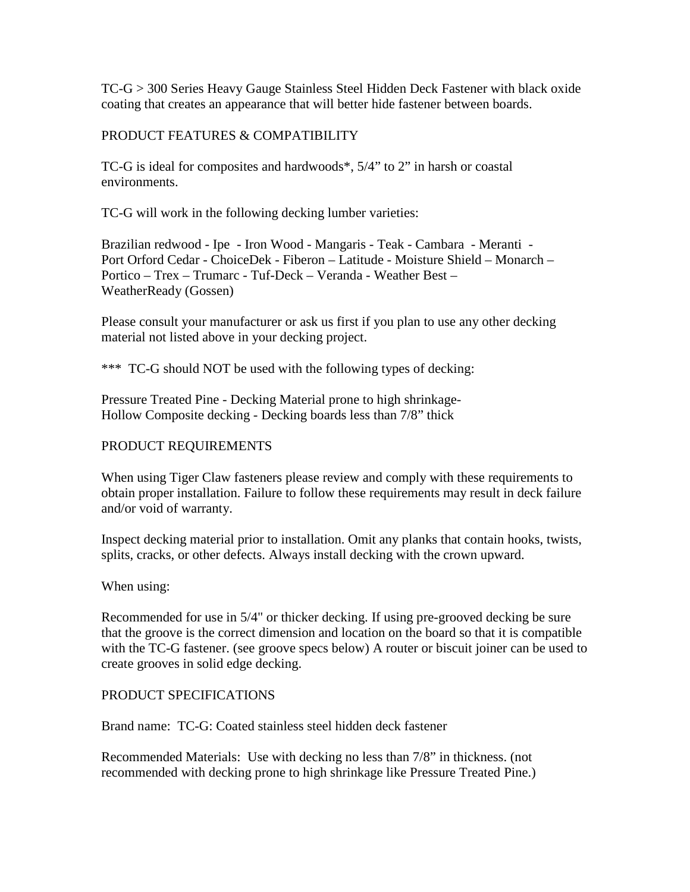TC-G > 300 Series Heavy Gauge Stainless Steel Hidden Deck Fastener with black oxide coating that creates an appearance that will better hide fastener between boards.

## PRODUCT FEATURES & COMPATIBILITY

TC-G is ideal for composites and hardwoods*, 5/4" to 2" in harsh or coastal environments.

TC-G will work in the following decking lumber varieties:

Brazilian redwood - Ipe - Iron Wood - Mangaris - Teak - Cambara - Meranti - Port Orford Cedar - ChoiceDek - Fiberon – Latitude - Moisture Shield – Monarch – Portico – Trex – Trumarc - Tuf-Deck – Veranda - Weather Best – WeatherReady (Gossen)

Please consult your manufacturer or ask us first if you plan to use any other decking material not listed above in your decking project.

*** TC-G should NOT be used with the following types of decking:

Pressure Treated Pine - Decking Material prone to high shrinkage-
Hollow Composite decking - Decking boards less than 7/8" thick

## PRODUCT REQUIREMENTS

When using Tiger Claw fasteners please review and comply with these requirements to obtain proper installation. Failure to follow these requirements may result in deck failure and/or void of warranty.

Inspect decking material prior to installation. Omit any planks that contain hooks, twists, splits, cracks, or other defects. Always install decking with the crown upward.

When using:

Recommended for use in 5/4" or thicker decking. If using pre-grooved decking be sure that the groove is the correct dimension and location on the board so that it is compatible with the TC-G fastener. (see groove specs below) A router or biscuit joiner can be used to create grooves in solid edge decking.

## PRODUCT SPECIFICATIONS

Brand name: TC-G: Coated stainless steel hidden deck fastener

Recommended Materials: Use with decking no less than 7/8" in thickness. (not recommended with decking prone to high shrinkage like Pressure Treated Pine.)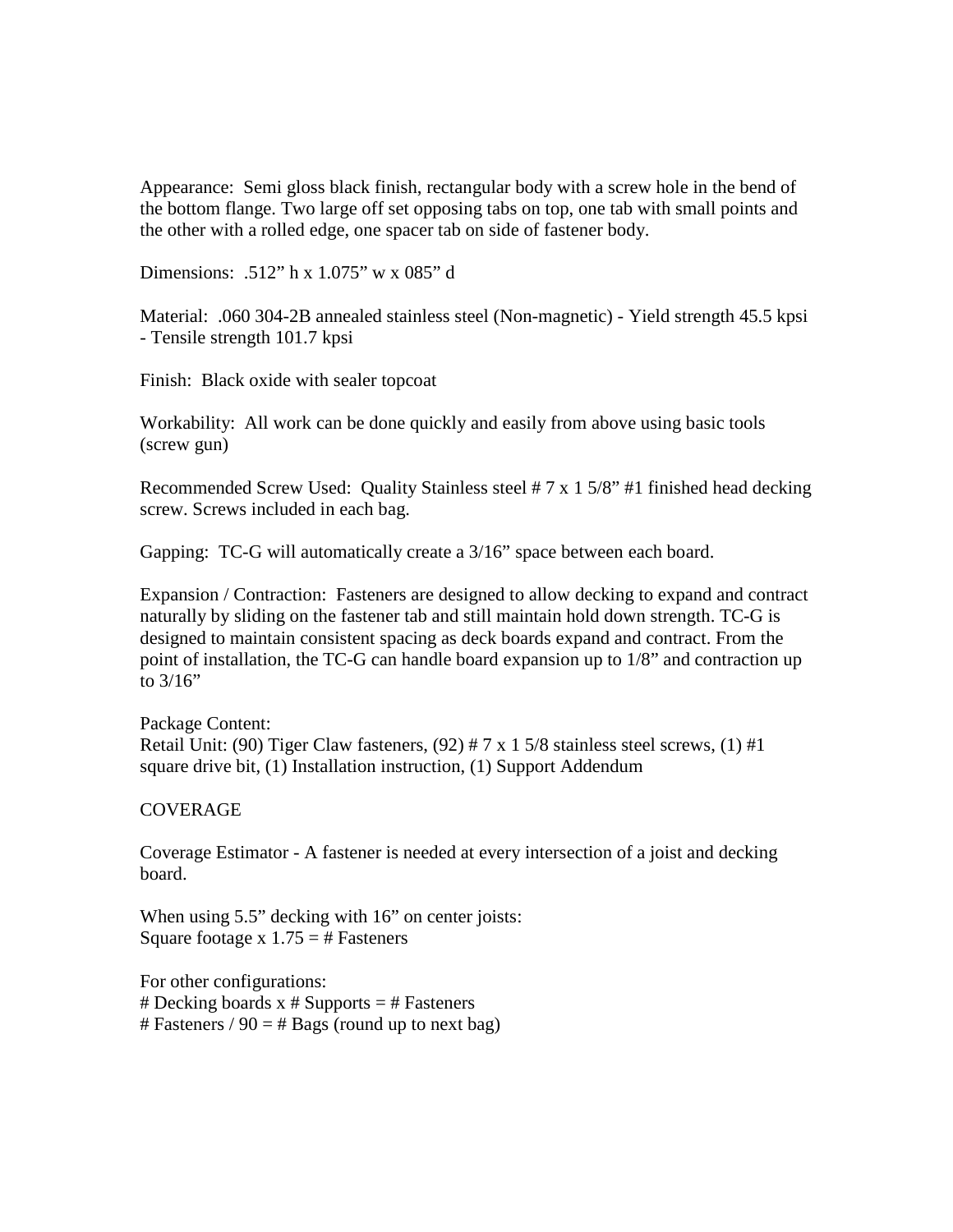Appearance: Semi gloss black finish, rectangular body with a screw hole in the bend of the bottom flange. Two large off set opposing tabs on top, one tab with small points and the other with a rolled edge, one spacer tab on side of fastener body.

Dimensions: .512" h x 1.075" w x 085" d

Material: .060 304-2B annealed stainless steel (Non-magnetic) - Yield strength 45.5 kpsi - Tensile strength 101.7 kpsi

Finish: Black oxide with sealer topcoat

Workability: All work can be done quickly and easily from above using basic tools (screw gun)

Recommended Screw Used: Quality Stainless steel # 7 x 1 5/8" #1 finished head decking screw. Screws included in each bag.

Gapping: TC-G will automatically create a 3/16" space between each board.

Expansion / Contraction: Fasteners are designed to allow decking to expand and contract naturally by sliding on the fastener tab and still maintain hold down strength. TC-G is designed to maintain consistent spacing as deck boards expand and contract. From the point of installation, the TC-G can handle board expansion up to 1/8" and contraction up to 3/16"

Package Content:
Retail Unit: (90) Tiger Claw fasteners, (92) # 7 x 1 5/8 stainless steel screws, (1) #1 square drive bit, (1) Installation instruction, (1) Support Addendum

COVERAGE

Coverage Estimator - A fastener is needed at every intersection of a joist and decking board.

When using 5.5" decking with 16" on center joists:
Square footage x 1.75 = # Fasteners

For other configurations:
# Decking boards x # Supports = # Fasteners
# Fasteners / 90 = # Bags (round up to next bag)